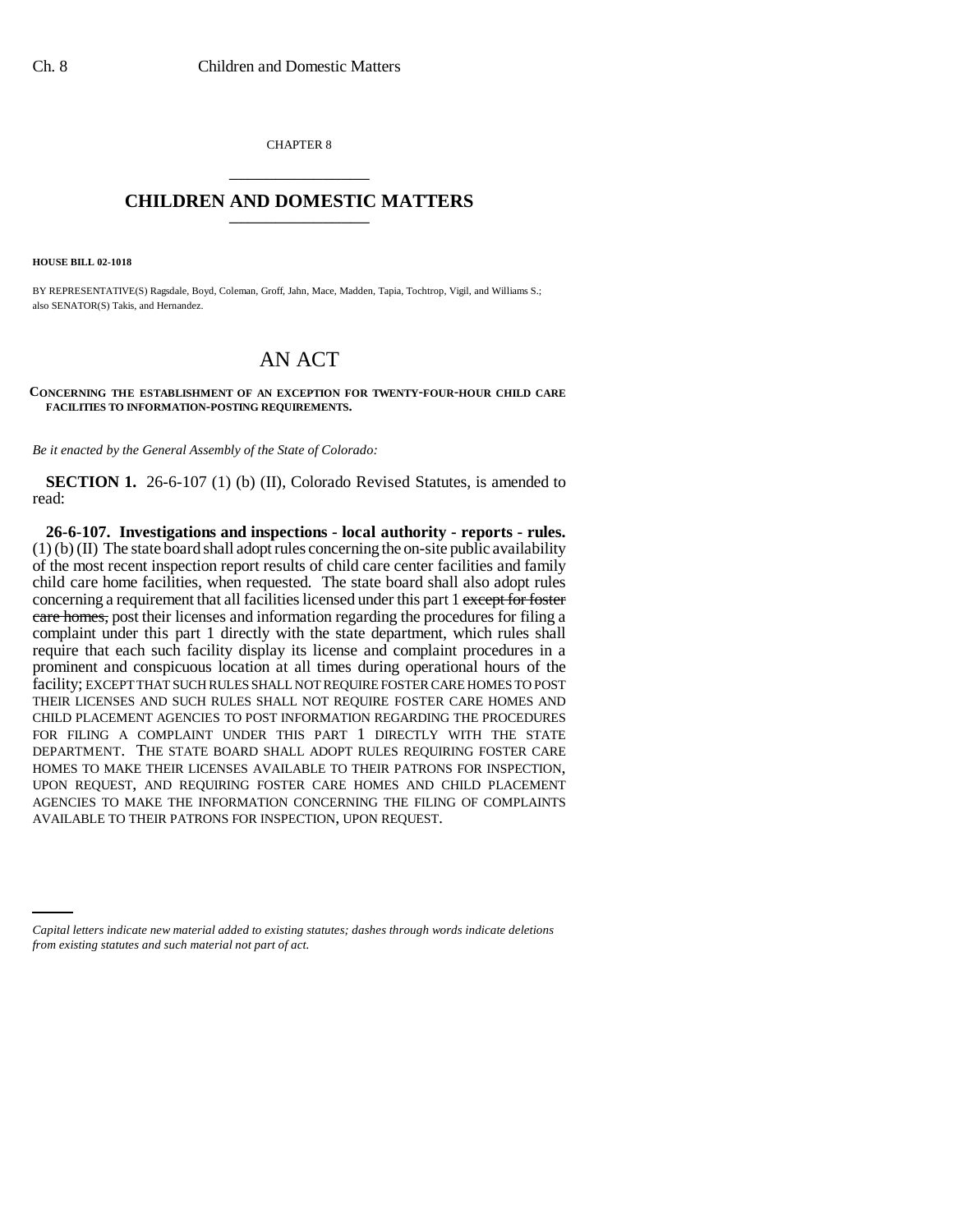CHAPTER 8

# CHILDREN AND DOMESTIC MATTERS

**HOUSE BILL 02-1018**

BY REPRESENTATIVE(S) Ragsdale, Boyd, Coleman, Groff, Jahn, Mace, Madden, Tapia, Tochtrop, Vigil, and Williams S.; also SENATOR(S) Takis, and Hernandez.

# AN ACT

**CONCERNING THE ESTABLISHMENT OF AN EXCEPTION FOR TWENTY-FOUR-HOUR CHILD CARE FACILITIES TO INFORMATION-POSTING REQUIREMENTS.**

*Be it enacted by the General Assembly of the State of Colorado:*

**SECTION 1.** 26-6-107 (1) (b) (II), Colorado Revised Statutes, is amended to read:

**26-6-107. Investigations and inspections - local authority - reports - rules.** (1) (b) (II) The state board shall adopt rules concerning the on-site public availability of the most recent inspection report results of child care center facilities and family child care home facilities, when requested. The state board shall also adopt rules concerning a requirement that all facilities licensed under this part 1 ~~except for foster care homes,~~ post their licenses and information regarding the procedures for filing a complaint under this part 1 directly with the state department, which rules shall require that each such facility display its license and complaint procedures in a prominent and conspicuous location at all times during operational hours of the facility; EXCEPT THAT SUCH RULES SHALL NOT REQUIRE FOSTER CARE HOMES TO POST THEIR LICENSES AND SUCH RULES SHALL NOT REQUIRE FOSTER CARE HOMES AND CHILD PLACEMENT AGENCIES TO POST INFORMATION REGARDING THE PROCEDURES FOR FILING A COMPLAINT UNDER THIS PART 1 DIRECTLY WITH THE STATE DEPARTMENT. THE STATE BOARD SHALL ADOPT RULES REQUIRING FOSTER CARE HOMES TO MAKE THEIR LICENSES AVAILABLE TO THEIR PATRONS FOR INSPECTION, UPON REQUEST, AND REQUIRING FOSTER CARE HOMES AND CHILD PLACEMENT AGENCIES TO MAKE THE INFORMATION CONCERNING THE FILING OF COMPLAINTS AVAILABLE TO THEIR PATRONS FOR INSPECTION, UPON REQUEST.

*Capital letters indicate new material added to existing statutes; dashes through words indicate deletions from existing statutes and such material not part of act.*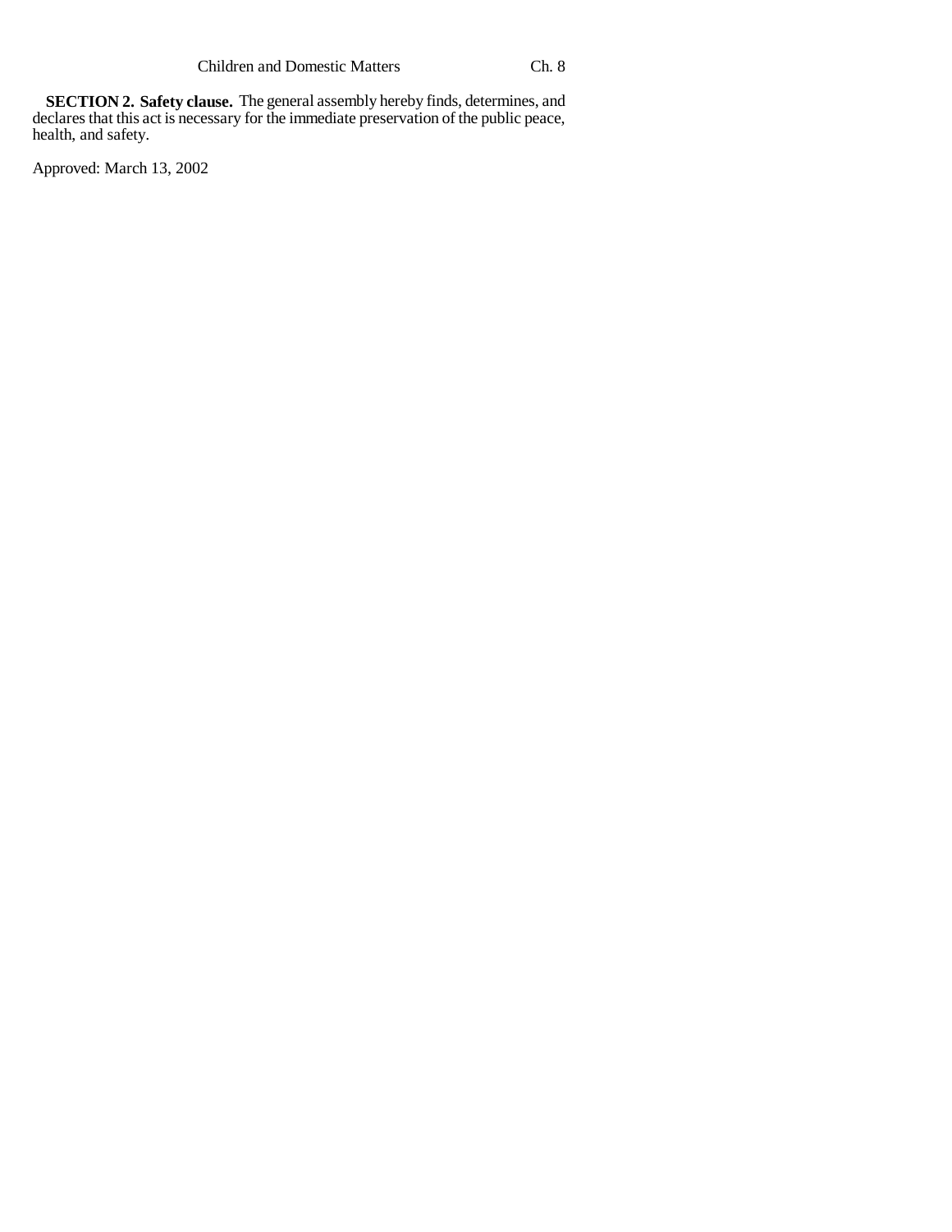**SECTION 2. Safety clause.** The general assembly hereby finds, determines, and declares that this act is necessary for the immediate preservation of the public peace, health, and safety.

Approved: March 13, 2002